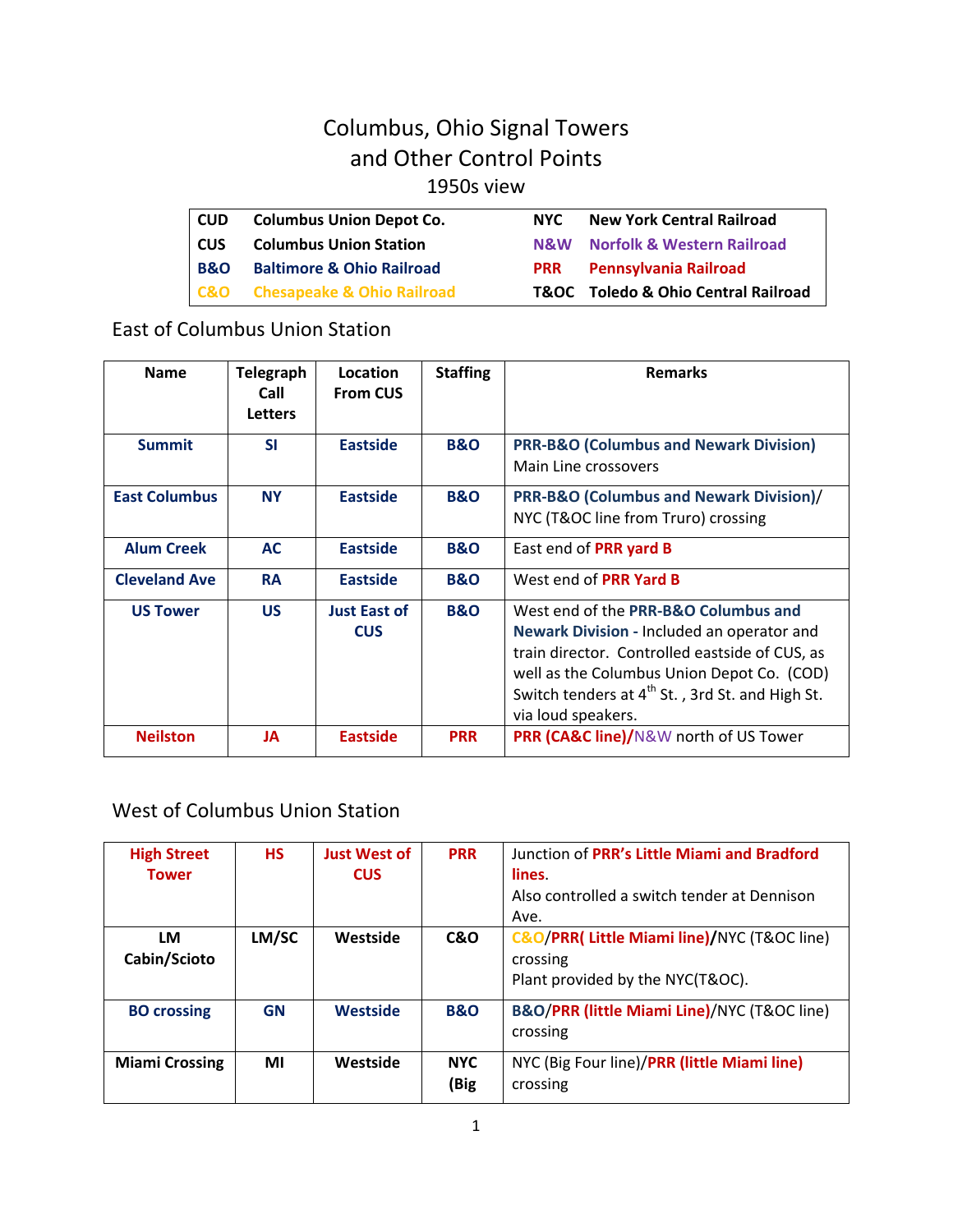# Columbus, Ohio Signal Towers and Other Control Points

1950s view

| | | | |
|---|---|---|---|
| CUD | Columbus Union Depot Co. | NYC | New York Central Railroad |
| CUS | Columbus Union Station | N&W | Norfolk & Western Railroad |
| B&O | Baltimore & Ohio Railroad | PRR | Pennsylvania Railroad |
| C&O | Chesapeake & Ohio Railroad | T&OC | Toledo & Ohio Central Railroad |

## East of Columbus Union Station

| Name | Telegraph Call Letters | Location From CUS | Staffing | Remarks |
|---|---|---|---|---|
| Summit | SI | Eastside | B&O | PRR-B&O (Columbus and Newark Division) Main Line crossovers |
| East Columbus | NY | Eastside | B&O | PRR-B&O (Columbus and Newark Division)/ NYC (T&OC line from Truro) crossing |
| Alum Creek | AC | Eastside | B&O | East end of PRR yard B |
| Cleveland Ave | RA | Eastside | B&O | West end of PRR Yard B |
| US Tower | US | Just East of CUS | B&O | West end of the PRR-B&O Columbus and Newark Division - Included an operator and train director. Controlled eastside of CUS, as well as the Columbus Union Depot Co. (COD) Switch tenders at 4th St. , 3rd St. and High St. via loud speakers. |
| Neilston | JA | Eastside | PRR | PRR (CA&C line)/N&W north of US Tower |

## West of Columbus Union Station

| | | | | |
|---|---|---|---|---|
| High Street Tower | HS | Just West of CUS | PRR | Junction of PRR's Little Miami and Bradford lines. Also controlled a switch tender at Dennison Ave. |
| LM Cabin/Scioto | LM/SC | Westside | C&O | C&O/PRR( Little Miami line)/NYC (T&OC line) crossing Plant provided by the NYC(T&OC). |
| BO crossing | GN | Westside | B&O | B&O/PRR (little Miami Line)/NYC (T&OC line) crossing |
| Miami Crossing | MI | Westside | NYC (Big | NYC (Big Four line)/PRR (little Miami line) crossing |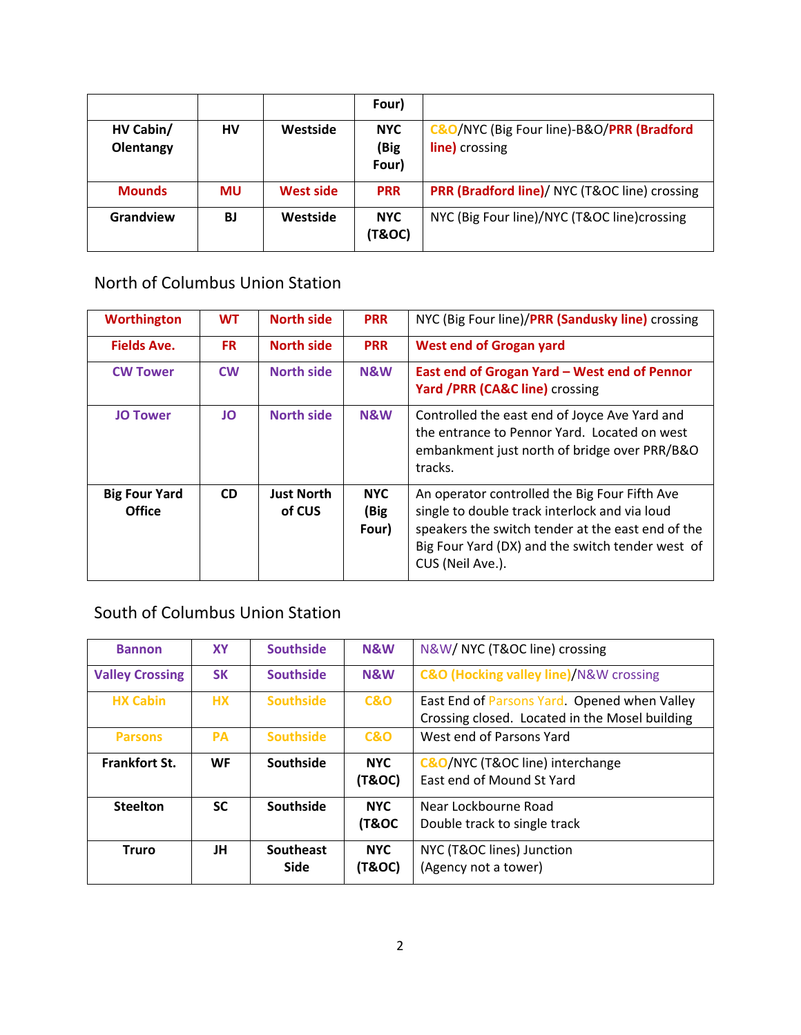|  |  |  | Four) |  |
|---|---|---|---|---|
| HV Cabin/ Olentangy | HV | Westside | NYC (Big Four) | C&O/NYC (Big Four line)-B&O/PRR (Bradford line) crossing |
| Mounds | MU | West side | PRR | PRR (Bradford line)/ NYC (T&OC line) crossing |
| Grandview | BJ | Westside | NYC (T&OC) | NYC (Big Four line)/NYC (T&OC line)crossing |

North of Columbus Union Station

| Worthington | WT | North side | PRR | NYC (Big Four line)/PRR (Sandusky line) crossing |
|---|---|---|---|---|
| Fields Ave. | FR | North side | PRR | West end of Grogan yard |
| CW Tower | CW | North side | N&W | East end of Grogan Yard – West end of Pennor Yard /PRR (CA&C line) crossing |
| JO Tower | JO | North side | N&W | Controlled the east end of Joyce Ave Yard and the entrance to Pennor Yard. Located on west embankment just north of bridge over PRR/B&O tracks. |
| Big Four Yard Office | CD | Just North of CUS | NYC (Big Four) | An operator controlled the Big Four Fifth Ave single to double track interlock and via loud speakers the switch tender at the east end of the Big Four Yard (DX) and the switch tender west of CUS (Neil Ave.). |

South of Columbus Union Station

| Bannon | XY | Southside | N&W | N&W/ NYC (T&OC line) crossing |
|---|---|---|---|---|
| Valley Crossing | SK | Southside | N&W | C&O (Hocking valley line)/N&W crossing |
| HX Cabin | HX | Southside | C&O | East End of Parsons Yard. Opened when Valley Crossing closed. Located in the Mosel building |
| Parsons | PA | Southside | C&O | West end of Parsons Yard |
| Frankfort St. | WF | Southside | NYC (T&OC) | C&O/NYC (T&OC line) interchange<br>East end of Mound St Yard |
| Steelton | SC | Southside | NYC (T&OC | Near Lockbourne Road<br>Double track to single track |
| Truro | JH | Southeast Side | NYC (T&OC) | NYC (T&OC lines) Junction<br>(Agency not a tower) |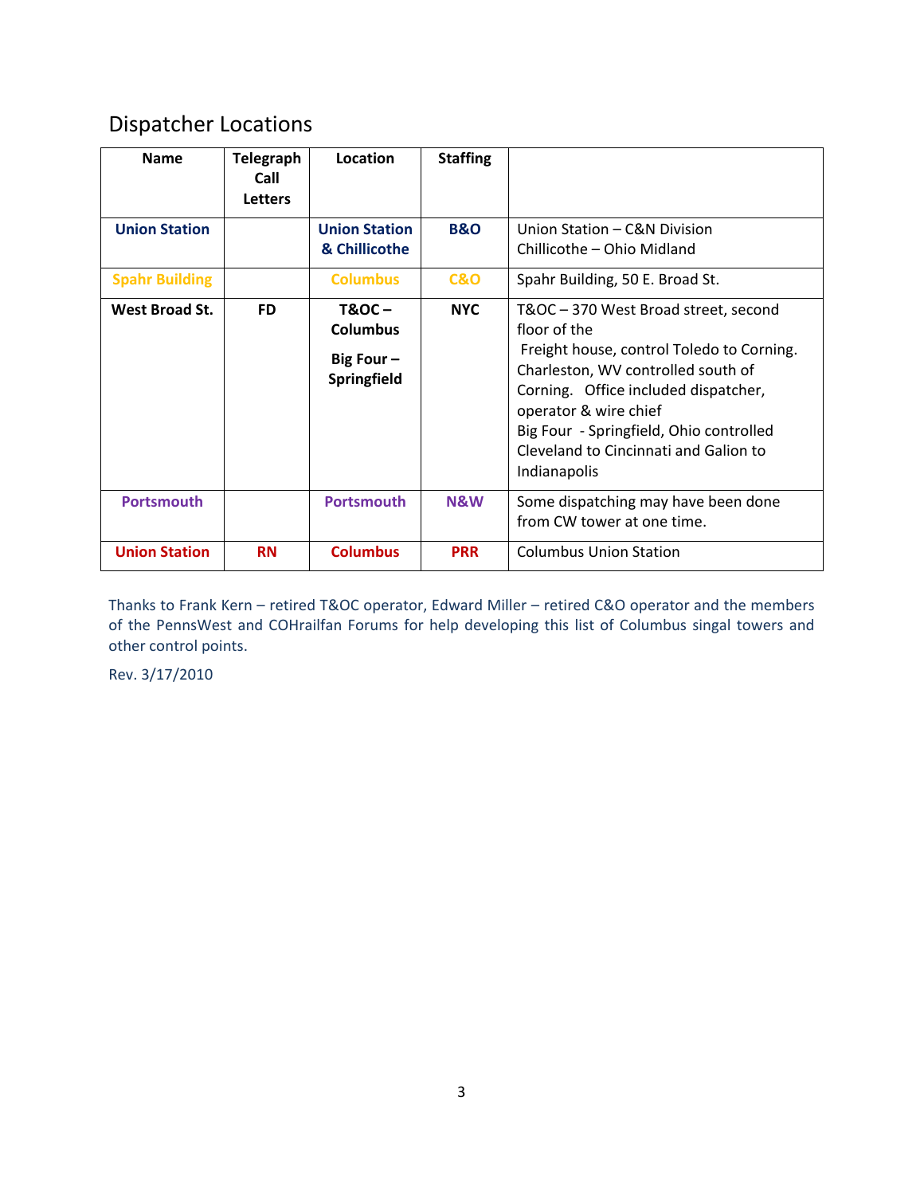## Dispatcher Locations

| Name | Telegraph Call Letters | Location | Staffing | |
|---|---|---|---|---|
| **Union Station** | | **Union Station & Chillicothe** | **B&O** | Union Station – C&N Division<br>Chillicothe – Ohio Midland |
| **Spahr Building** | | **Columbus** | **C&O** | Spahr Building, 50 E. Broad St. |
| **West Broad St.** | **FD** | **T&OC – Columbus**<br><br>**Big Four – Springfield** | **NYC** | T&OC – 370 West Broad street, second floor of the Freight house, control Toledo to Corning. Charleston, WV controlled south of Corning. Office included dispatcher, operator & wire chief<br>Big Four - Springfield, Ohio controlled Cleveland to Cincinnati and Galion to Indianapolis |
| **Portsmouth** | | **Portsmouth** | **N&W** | Some dispatching may have been done from CW tower at one time. |
| **Union Station** | **RN** | **Columbus** | **PRR** | Columbus Union Station |

Thanks to Frank Kern – retired T&OC operator, Edward Miller – retired C&O operator and the members of the PennsWest and COHrailfan Forums for help developing this list of Columbus singal towers and other control points.

Rev. 3/17/2010